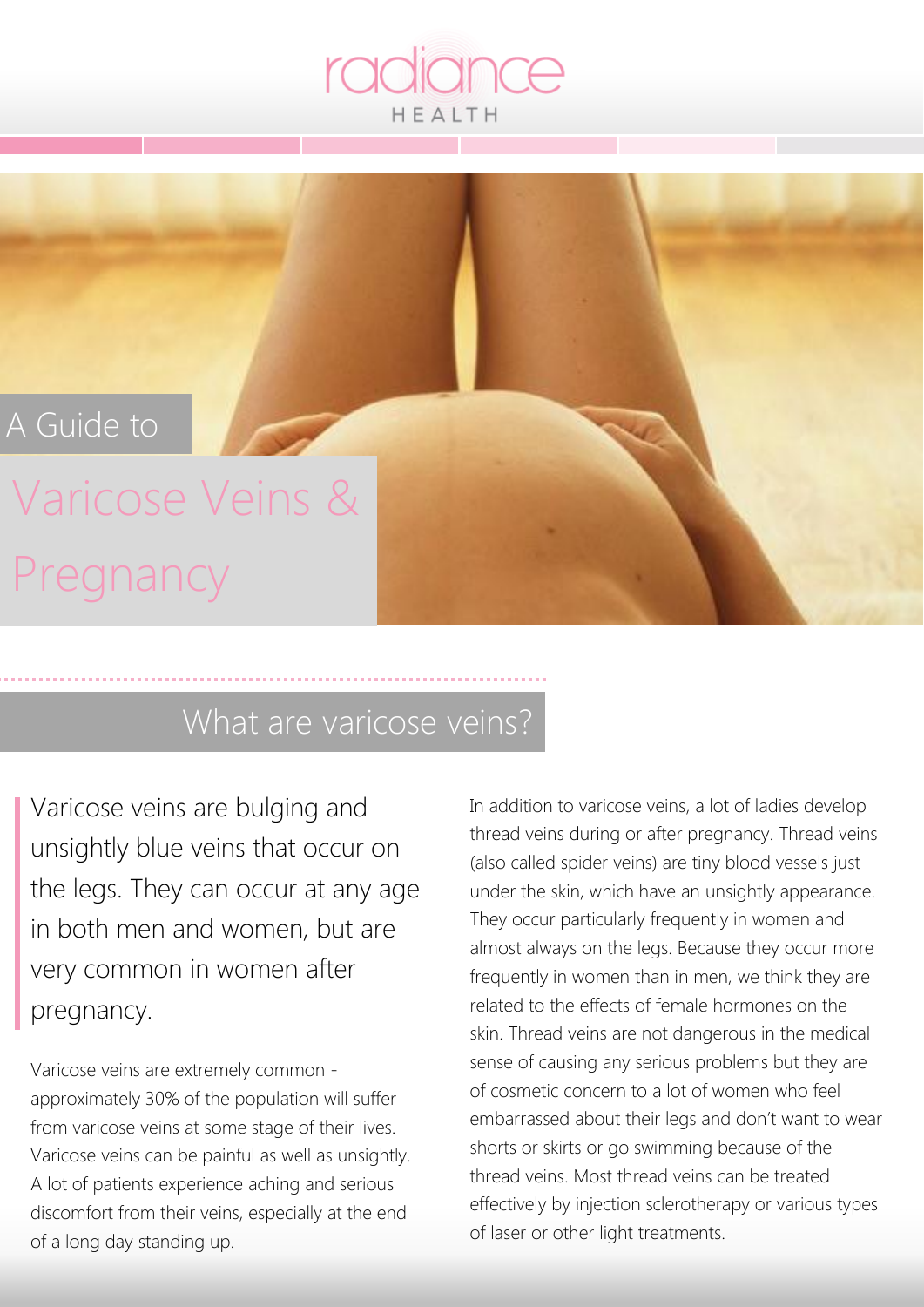radiance

HEALTH

A Guide to

# Varicose Veins & Pregnancy

## What are varicose veins?

Varicose veins are bulging and unsightly blue veins that occur on the legs. They can occur at any age in both men and women, but are very common in women after pregnancy.

Varicose veins are extremely common - approximately 30% of the population will suffer from varicose veins at some stage of their lives. Varicose veins can be painful as well as unsightly. A lot of patients experience aching and serious discomfort from their veins, especially at the end of a long day standing up.

In addition to varicose veins, a lot of ladies develop thread veins during or after pregnancy. Thread veins (also called spider veins) are tiny blood vessels just under the skin, which have an unsightly appearance. They occur particularly frequently in women and almost always on the legs. Because they occur more frequently in women than in men, we think they are related to the effects of female hormones on the skin. Thread veins are not dangerous in the medical sense of causing any serious problems but they are of cosmetic concern to a lot of women who feel embarrassed about their legs and don't want to wear shorts or skirts or go swimming because of the thread veins. Most thread veins can be treated effectively by injection sclerotherapy or various types of laser or other light treatments.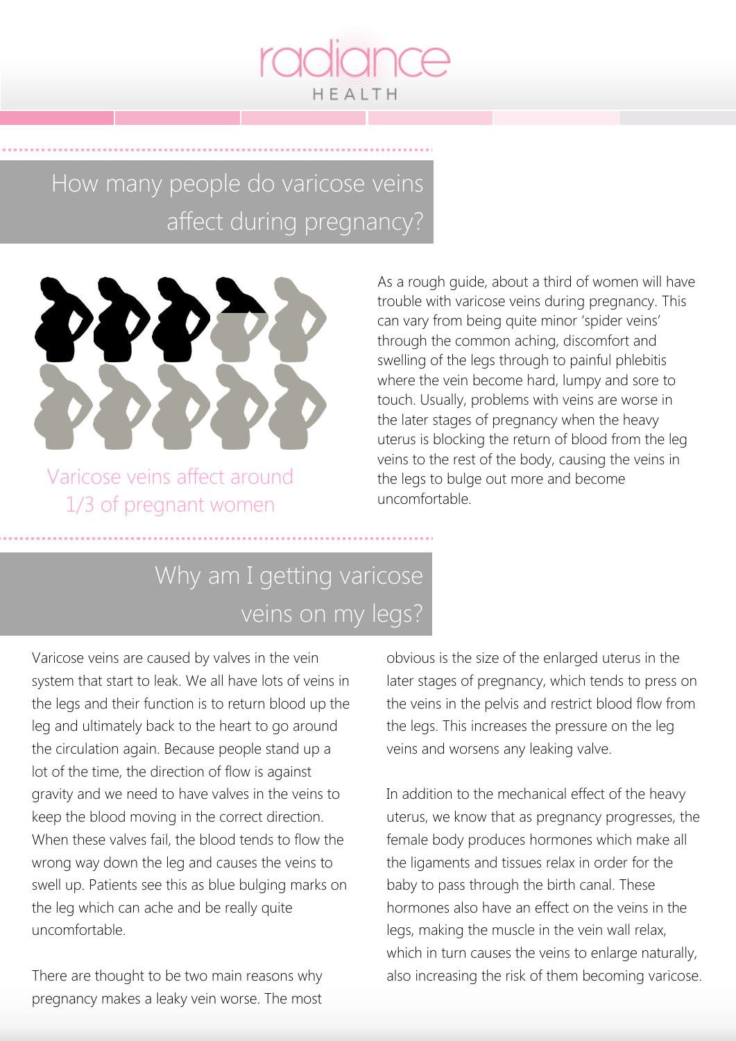## How many people do varicose veins affect during pregnancy?

Varicose veins affect around 1/3 of pregnant women

As a rough guide, about a third of women will have trouble with varicose veins during pregnancy. This can vary from being quite minor 'spider veins' through the common aching, discomfort and swelling of the legs through to painful phlebitis where the vein become hard, lumpy and sore to touch. Usually, problems with veins are worse in the later stages of pregnancy when the heavy uterus is blocking the return of blood from the leg veins to the rest of the body, causing the veins in the legs to bulge out more and become uncomfortable.

## Why am I getting varicose veins on my legs?

Varicose veins are caused by valves in the vein system that start to leak. We all have lots of veins in the legs and their function is to return blood up the leg and ultimately back to the heart to go around the circulation again. Because people stand up a lot of the time, the direction of flow is against gravity and we need to have valves in the veins to keep the blood moving in the correct direction. When these valves fail, the blood tends to flow the wrong way down the leg and causes the veins to swell up. Patients see this as blue bulging marks on the leg which can ache and be really quite uncomfortable.

There are thought to be two main reasons why pregnancy makes a leaky vein worse. The most obvious is the size of the enlarged uterus in the later stages of pregnancy, which tends to press on the veins in the pelvis and restrict blood flow from the legs. This increases the pressure on the leg veins and worsens any leaking valve.

In addition to the mechanical effect of the heavy uterus, we know that as pregnancy progresses, the female body produces hormones which make all the ligaments and tissues relax in order for the baby to pass through the birth canal. These hormones also have an effect on the veins in the legs, making the muscle in the vein wall relax, which in turn causes the veins to enlarge naturally, also increasing the risk of them becoming varicose.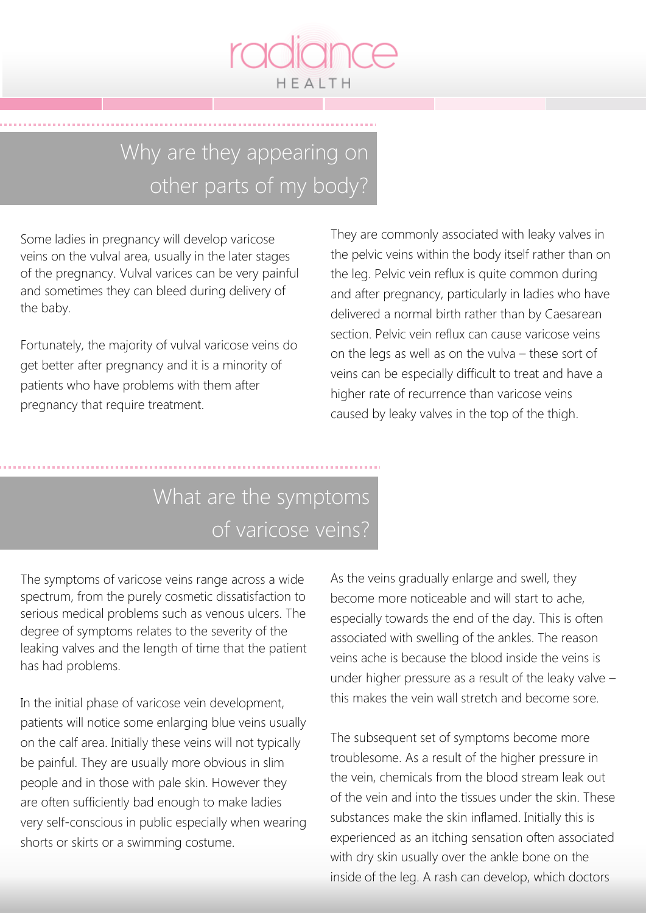## Why are they appearing on other parts of my body?

Some ladies in pregnancy will develop varicose veins on the vulval area, usually in the later stages of the pregnancy. Vulval varices can be very painful and sometimes they can bleed during delivery of the baby.

Fortunately, the majority of vulval varicose veins do get better after pregnancy and it is a minority of patients who have problems with them after pregnancy that require treatment.

They are commonly associated with leaky valves in the pelvic veins within the body itself rather than on the leg. Pelvic vein reflux is quite common during and after pregnancy, particularly in ladies who have delivered a normal birth rather than by Caesarean section. Pelvic vein reflux can cause varicose veins on the legs as well as on the vulva – these sort of veins can be especially difficult to treat and have a higher rate of recurrence than varicose veins caused by leaky valves in the top of the thigh.

## What are the symptoms of varicose veins?

The symptoms of varicose veins range across a wide spectrum, from the purely cosmetic dissatisfaction to serious medical problems such as venous ulcers. The degree of symptoms relates to the severity of the leaking valves and the length of time that the patient has had problems.

In the initial phase of varicose vein development, patients will notice some enlarging blue veins usually on the calf area. Initially these veins will not typically be painful. They are usually more obvious in slim people and in those with pale skin. However they are often sufficiently bad enough to make ladies very self-conscious in public especially when wearing shorts or skirts or a swimming costume.

As the veins gradually enlarge and swell, they become more noticeable and will start to ache, especially towards the end of the day. This is often associated with swelling of the ankles. The reason veins ache is because the blood inside the veins is under higher pressure as a result of the leaky valve – this makes the vein wall stretch and become sore.

The subsequent set of symptoms become more troublesome. As a result of the higher pressure in the vein, chemicals from the blood stream leak out of the vein and into the tissues under the skin. These substances make the skin inflamed. Initially this is experienced as an itching sensation often associated with dry skin usually over the ankle bone on the inside of the leg. A rash can develop, which doctors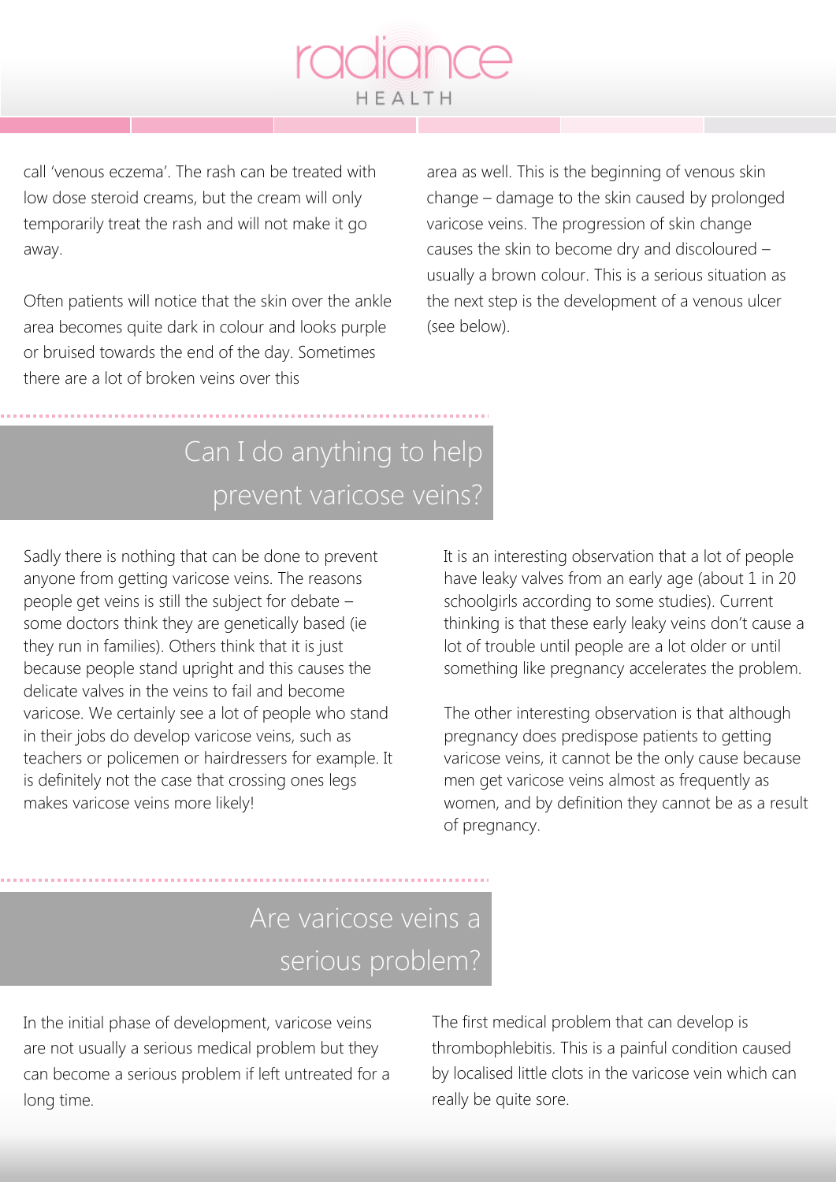call 'venous eczema'. The rash can be treated with low dose steroid creams, but the cream will only temporarily treat the rash and will not make it go away.

Often patients will notice that the skin over the ankle area becomes quite dark in colour and looks purple or bruised towards the end of the day. Sometimes there are a lot of broken veins over this area as well. This is the beginning of venous skin change – damage to the skin caused by prolonged varicose veins. The progression of skin change causes the skin to become dry and discoloured – usually a brown colour. This is a serious situation as the next step is the development of a venous ulcer (see below).

## Can I do anything to help prevent varicose veins?

Sadly there is nothing that can be done to prevent anyone from getting varicose veins. The reasons people get veins is still the subject for debate – some doctors think they are genetically based (ie they run in families). Others think that it is just because people stand upright and this causes the delicate valves in the veins to fail and become varicose. We certainly see a lot of people who stand in their jobs do develop varicose veins, such as teachers or policemen or hairdressers for example. It is definitely not the case that crossing ones legs makes varicose veins more likely!

It is an interesting observation that a lot of people have leaky valves from an early age (about 1 in 20 schoolgirls according to some studies). Current thinking is that these early leaky veins don't cause a lot of trouble until people are a lot older or until something like pregnancy accelerates the problem.

The other interesting observation is that although pregnancy does predispose patients to getting varicose veins, it cannot be the only cause because men get varicose veins almost as frequently as women, and by definition they cannot be as a result of pregnancy.

## Are varicose veins a serious problem?

In the initial phase of development, varicose veins are not usually a serious medical problem but they can become a serious problem if left untreated for a long time.

The first medical problem that can develop is thrombophlebitis. This is a painful condition caused by localised little clots in the varicose vein which can really be quite sore.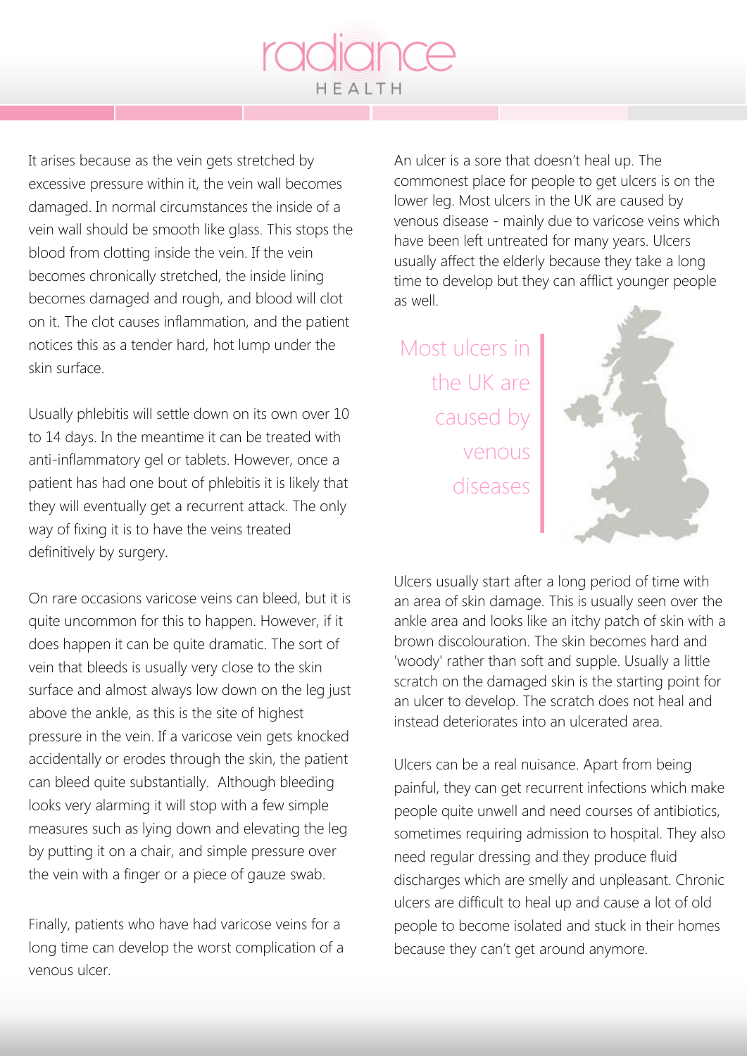It arises because as the vein gets stretched by excessive pressure within it, the vein wall becomes damaged. In normal circumstances the inside of a vein wall should be smooth like glass. This stops the blood from clotting inside the vein. If the vein becomes chronically stretched, the inside lining becomes damaged and rough, and blood will clot on it. The clot causes inflammation, and the patient notices this as a tender hard, hot lump under the skin surface.

Usually phlebitis will settle down on its own over 10 to 14 days. In the meantime it can be treated with anti-inflammatory gel or tablets. However, once a patient has had one bout of phlebitis it is likely that they will eventually get a recurrent attack. The only way of fixing it is to have the veins treated definitively by surgery.

On rare occasions varicose veins can bleed, but it is quite uncommon for this to happen. However, if it does happen it can be quite dramatic. The sort of vein that bleeds is usually very close to the skin surface and almost always low down on the leg just above the ankle, as this is the site of highest pressure in the vein. If a varicose vein gets knocked accidentally or erodes through the skin, the patient can bleed quite substantially. Although bleeding looks very alarming it will stop with a few simple measures such as lying down and elevating the leg by putting it on a chair, and simple pressure over the vein with a finger or a piece of gauze swab.

Finally, patients who have had varicose veins for a long time can develop the worst complication of a venous ulcer.

An ulcer is a sore that doesn't heal up. The commonest place for people to get ulcers is on the lower leg. Most ulcers in the UK are caused by venous disease - mainly due to varicose veins which have been left untreated for many years. Ulcers usually affect the elderly because they take a long time to develop but they can afflict younger people as well.

> Most ulcers in the UK are caused by venous diseases

Ulcers usually start after a long period of time with an area of skin damage. This is usually seen over the ankle area and looks like an itchy patch of skin with a brown discolouration. The skin becomes hard and 'woody' rather than soft and supple. Usually a little scratch on the damaged skin is the starting point for an ulcer to develop. The scratch does not heal and instead deteriorates into an ulcerated area.

Ulcers can be a real nuisance. Apart from being painful, they can get recurrent infections which make people quite unwell and need courses of antibiotics, sometimes requiring admission to hospital. They also need regular dressing and they produce fluid discharges which are smelly and unpleasant. Chronic ulcers are difficult to heal up and cause a lot of old people to become isolated and stuck in their homes because they can't get around anymore.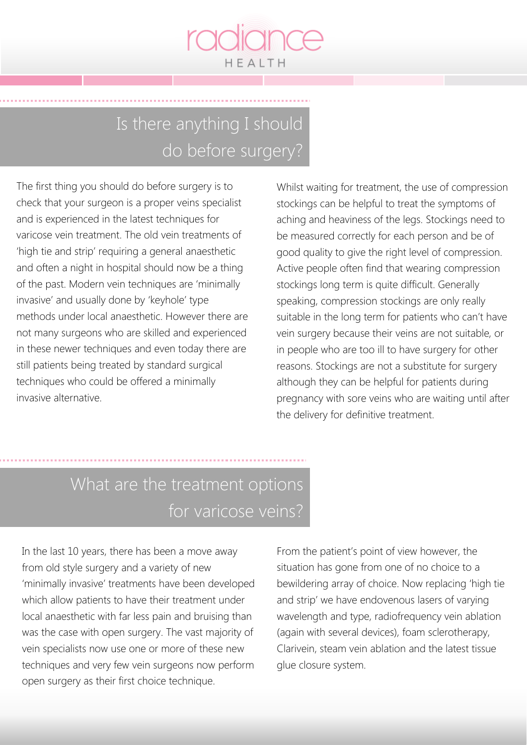## Is there anything I should do before surgery?

The first thing you should do before surgery is to check that your surgeon is a proper veins specialist and is experienced in the latest techniques for varicose vein treatment. The old vein treatments of 'high tie and strip' requiring a general anaesthetic and often a night in hospital should now be a thing of the past. Modern vein techniques are 'minimally invasive' and usually done by 'keyhole' type methods under local anaesthetic. However there are not many surgeons who are skilled and experienced in these newer techniques and even today there are still patients being treated by standard surgical techniques who could be offered a minimally invasive alternative.

Whilst waiting for treatment, the use of compression stockings can be helpful to treat the symptoms of aching and heaviness of the legs. Stockings need to be measured correctly for each person and be of good quality to give the right level of compression. Active people often find that wearing compression stockings long term is quite difficult. Generally speaking, compression stockings are only really suitable in the long term for patients who can't have vein surgery because their veins are not suitable, or in people who are too ill to have surgery for other reasons. Stockings are not a substitute for surgery although they can be helpful for patients during pregnancy with sore veins who are waiting until after the delivery for definitive treatment.

## What are the treatment options for varicose veins?

In the last 10 years, there has been a move away from old style surgery and a variety of new 'minimally invasive' treatments have been developed which allow patients to have their treatment under local anaesthetic with far less pain and bruising than was the case with open surgery. The vast majority of vein specialists now use one or more of these new techniques and very few vein surgeons now perform open surgery as their first choice technique.

From the patient's point of view however, the situation has gone from one of no choice to a bewildering array of choice. Now replacing 'high tie and strip' we have endovenous lasers of varying wavelength and type, radiofrequency vein ablation (again with several devices), foam sclerotherapy, Clarivein, steam vein ablation and the latest tissue glue closure system.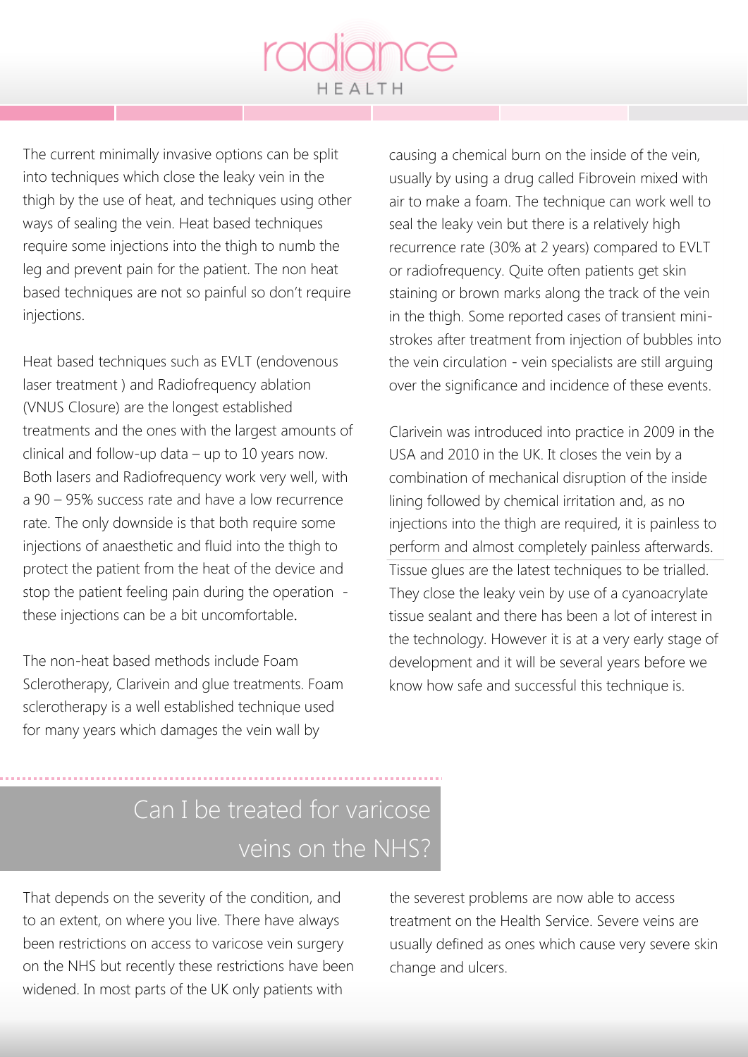The current minimally invasive options can be split into techniques which close the leaky vein in the thigh by the use of heat, and techniques using other ways of sealing the vein. Heat based techniques require some injections into the thigh to numb the leg and prevent pain for the patient. The non heat based techniques are not so painful so don't require injections.

Heat based techniques such as EVLT (endovenous laser treatment ) and Radiofrequency ablation (VNUS Closure) are the longest established treatments and the ones with the largest amounts of clinical and follow-up data – up to 10 years now. Both lasers and Radiofrequency work very well, with a 90 – 95% success rate and have a low recurrence rate. The only downside is that both require some injections of anaesthetic and fluid into the thigh to protect the patient from the heat of the device and stop the patient feeling pain during the operation - these injections can be a bit uncomfortable.

The non-heat based methods include Foam Sclerotherapy, Clarivein and glue treatments. Foam sclerotherapy is a well established technique used for many years which damages the vein wall by causing a chemical burn on the inside of the vein, usually by using a drug called Fibrovein mixed with air to make a foam. The technique can work well to seal the leaky vein but there is a relatively high recurrence rate (30% at 2 years) compared to EVLT or radiofrequency. Quite often patients get skin staining or brown marks along the track of the vein in the thigh. Some reported cases of transient mini-strokes after treatment from injection of bubbles into the vein circulation - vein specialists are still arguing over the significance and incidence of these events.

Clarivein was introduced into practice in 2009 in the USA and 2010 in the UK. It closes the vein by a combination of mechanical disruption of the inside lining followed by chemical irritation and, as no injections into the thigh are required, it is painless to perform and almost completely painless afterwards. Tissue glues are the latest techniques to be trialled. They close the leaky vein by use of a cyanoacrylate tissue sealant and there has been a lot of interest in the technology. However it is at a very early stage of development and it will be several years before we know how safe and successful this technique is.

## Can I be treated for varicose veins on the NHS?

That depends on the severity of the condition, and to an extent, on where you live. There have always been restrictions on access to varicose vein surgery on the NHS but recently these restrictions have been widened. In most parts of the UK only patients with the severest problems are now able to access treatment on the Health Service. Severe veins are usually defined as ones which cause very severe skin change and ulcers.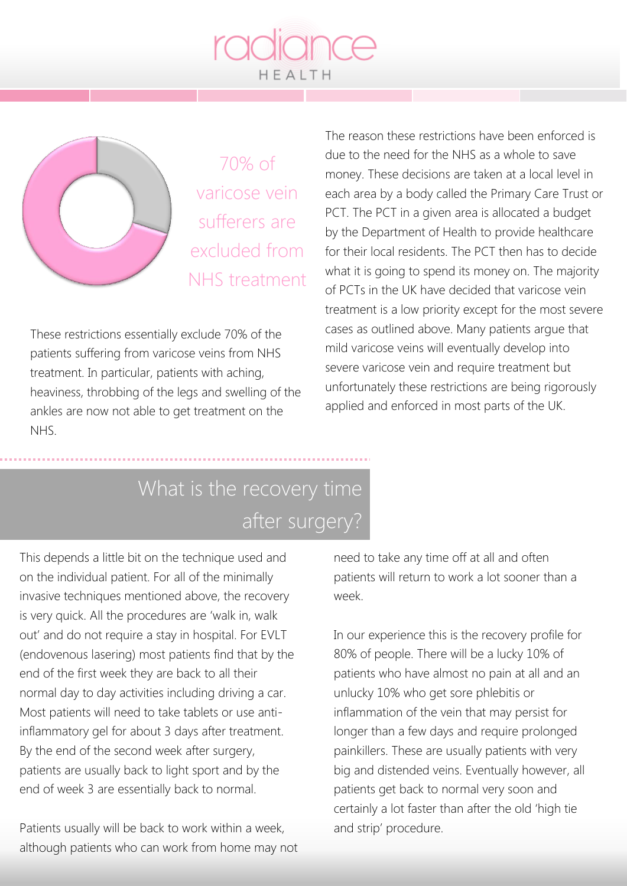70% of varicose vein sufferers are excluded from NHS treatment

These restrictions essentially exclude 70% of the patients suffering from varicose veins from NHS treatment. In particular, patients with aching, heaviness, throbbing of the legs and swelling of the ankles are now not able to get treatment on the NHS.

The reason these restrictions have been enforced is due to the need for the NHS as a whole to save money. These decisions are taken at a local level in each area by a body called the Primary Care Trust or PCT. The PCT in a given area is allocated a budget by the Department of Health to provide healthcare for their local residents. The PCT then has to decide what it is going to spend its money on. The majority of PCTs in the UK have decided that varicose vein treatment is a low priority except for the most severe cases as outlined above. Many patients argue that mild varicose veins will eventually develop into severe varicose vein and require treatment but unfortunately these restrictions are being rigorously applied and enforced in most parts of the UK.

## What is the recovery time after surgery?

This depends a little bit on the technique used and on the individual patient. For all of the minimally invasive techniques mentioned above, the recovery is very quick. All the procedures are 'walk in, walk out' and do not require a stay in hospital. For EVLT (endovenous lasering) most patients find that by the end of the first week they are back to all their normal day to day activities including driving a car. Most patients will need to take tablets or use anti-inflammatory gel for about 3 days after treatment. By the end of the second week after surgery, patients are usually back to light sport and by the end of week 3 are essentially back to normal.

Patients usually will be back to work within a week, although patients who can work from home may not need to take any time off at all and often patients will return to work a lot sooner than a week.

In our experience this is the recovery profile for 80% of people. There will be a lucky 10% of patients who have almost no pain at all and an unlucky 10% who get sore phlebitis or inflammation of the vein that may persist for longer than a few days and require prolonged painkillers. These are usually patients with very big and distended veins. Eventually however, all patients get back to normal very soon and certainly a lot faster than after the old 'high tie and strip' procedure.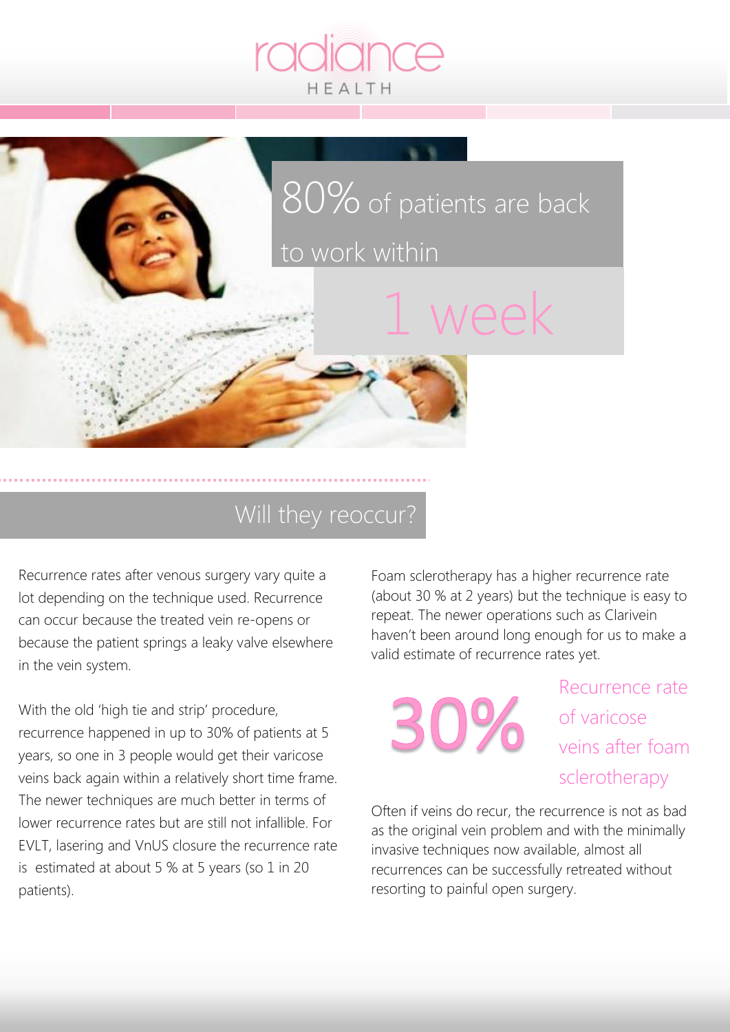80% of patients are back to work within 1 week

## Will they reoccur?

Recurrence rates after venous surgery vary quite a lot depending on the technique used. Recurrence can occur because the treated vein re-opens or because the patient springs a leaky valve elsewhere in the vein system.

With the old 'high tie and strip' procedure, recurrence happened in up to 30% of patients at 5 years, so one in 3 people would get their varicose veins back again within a relatively short time frame. The newer techniques are much better in terms of lower recurrence rates but are still not infallible. For EVLT, lasering and VnUS closure the recurrence rate is estimated at about 5 % at 5 years (so 1 in 20 patients).

Foam sclerotherapy has a higher recurrence rate (about 30 % at 2 years) but the technique is easy to repeat. The newer operations such as Clarivein haven't been around long enough for us to make a valid estimate of recurrence rates yet.

**30%** Recurrence rate of varicose veins after foam sclerotherapy

Often if veins do recur, the recurrence is not as bad as the original vein problem and with the minimally invasive techniques now available, almost all recurrences can be successfully retreated without resorting to painful open surgery.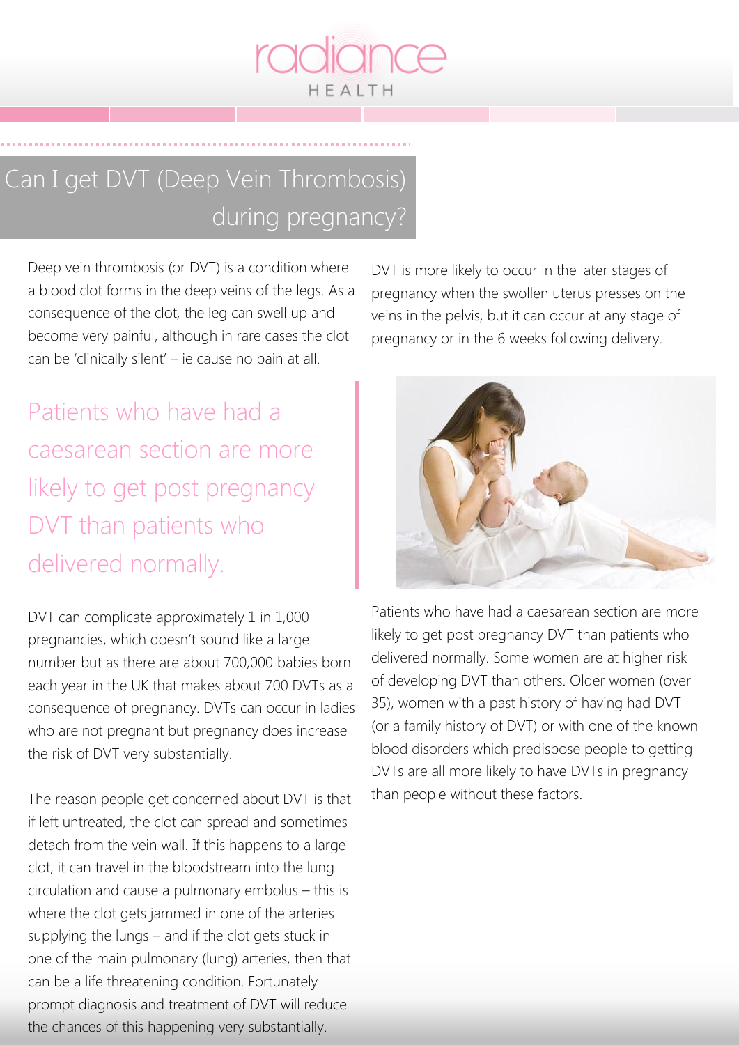# Can I get DVT (Deep Vein Thrombosis) during pregnancy?

Deep vein thrombosis (or DVT) is a condition where a blood clot forms in the deep veins of the legs. As a consequence of the clot, the leg can swell up and become very painful, although in rare cases the clot can be 'clinically silent' – ie cause no pain at all.

> Patients who have had a caesarean section are more likely to get post pregnancy DVT than patients who delivered normally.

DVT can complicate approximately 1 in 1,000 pregnancies, which doesn't sound like a large number but as there are about 700,000 babies born each year in the UK that makes about 700 DVTs as a consequence of pregnancy. DVTs can occur in ladies who are not pregnant but pregnancy does increase the risk of DVT very substantially.

The reason people get concerned about DVT is that if left untreated, the clot can spread and sometimes detach from the vein wall. If this happens to a large clot, it can travel in the bloodstream into the lung circulation and cause a pulmonary embolus – this is where the clot gets jammed in one of the arteries supplying the lungs – and if the clot gets stuck in one of the main pulmonary (lung) arteries, then that can be a life threatening condition. Fortunately prompt diagnosis and treatment of DVT will reduce the chances of this happening very substantially.

DVT is more likely to occur in the later stages of pregnancy when the swollen uterus presses on the veins in the pelvis, but it can occur at any stage of pregnancy or in the 6 weeks following delivery.

Patients who have had a caesarean section are more likely to get post pregnancy DVT than patients who delivered normally. Some women are at higher risk of developing DVT than others. Older women (over 35), women with a past history of having had DVT (or a family history of DVT) or with one of the known blood disorders which predispose people to getting DVTs are all more likely to have DVTs in pregnancy than people without these factors.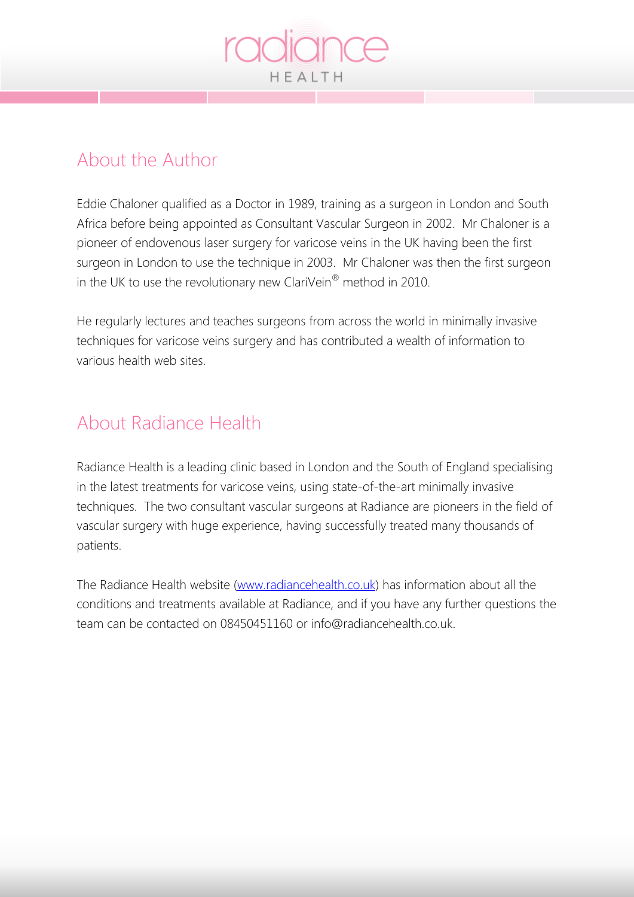## About the Author

Eddie Chaloner qualified as a Doctor in 1989, training as a surgeon in London and South Africa before being appointed as Consultant Vascular Surgeon in 2002. Mr Chaloner is a pioneer of endovenous laser surgery for varicose veins in the UK having been the first surgeon in London to use the technique in 2003. Mr Chaloner was then the first surgeon in the UK to use the revolutionary new ClariVein® method in 2010.

He regularly lectures and teaches surgeons from across the world in minimally invasive techniques for varicose veins surgery and has contributed a wealth of information to various health web sites.

## About Radiance Health

Radiance Health is a leading clinic based in London and the South of England specialising in the latest treatments for varicose veins, using state-of-the-art minimally invasive techniques. The two consultant vascular surgeons at Radiance are pioneers in the field of vascular surgery with huge experience, having successfully treated many thousands of patients.

The Radiance Health website (www.radiancehealth.co.uk) has information about all the conditions and treatments available at Radiance, and if you have any further questions the team can be contacted on 08450451160 or info@radiancehealth.co.uk.